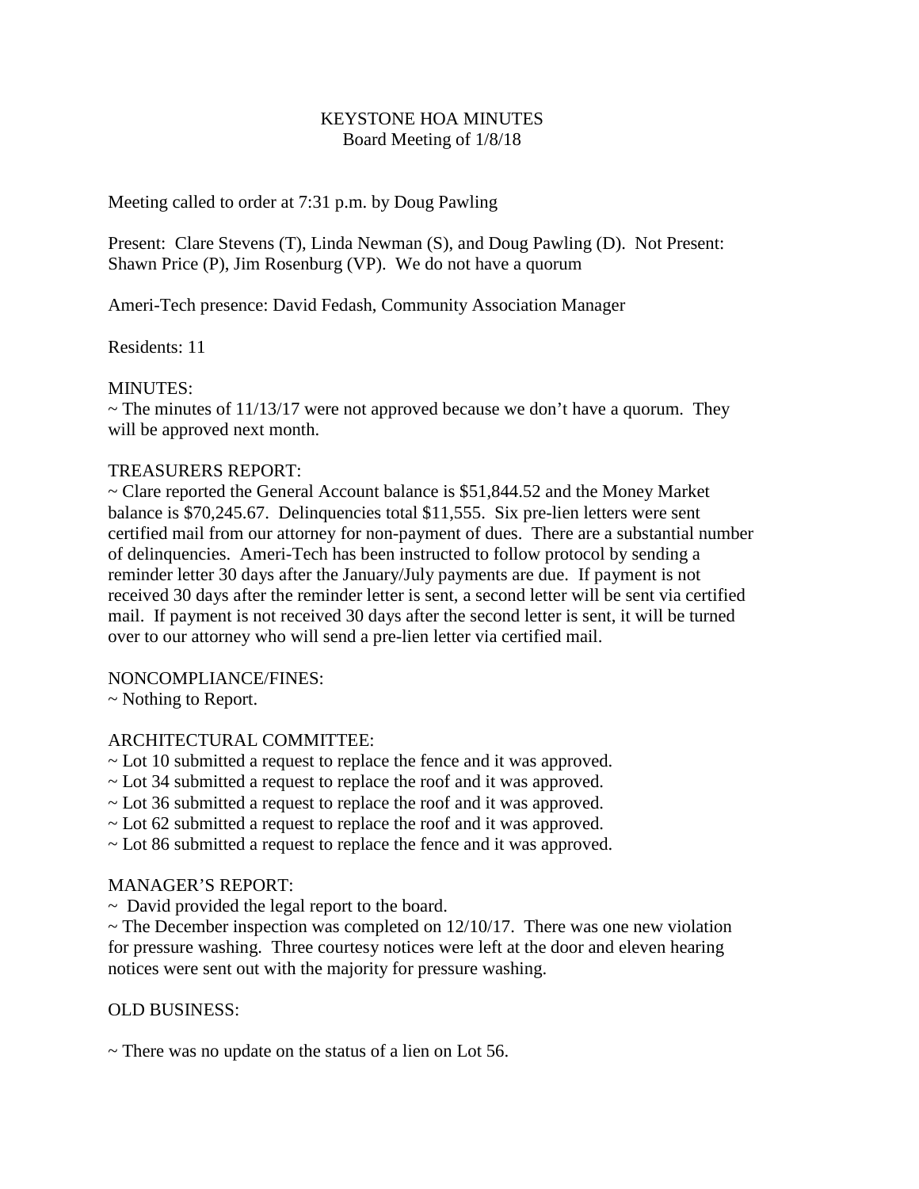# KEYSTONE HOA MINUTES
## Board Meeting of 1/8/18

Meeting called to order at 7:31 p.m. by Doug Pawling

Present: Clare Stevens (T), Linda Newman (S), and Doug Pawling (D). Not Present: Shawn Price (P), Jim Rosenburg (VP). We do not have a quorum

Ameri-Tech presence: David Fedash, Community Association Manager

Residents: 11

MINUTES:

~ The minutes of 11/13/17 were not approved because we don't have a quorum. They will be approved next month.

TREASURERS REPORT:

~ Clare reported the General Account balance is $51,844.52 and the Money Market balance is $70,245.67. Delinquencies total $11,555. Six pre-lien letters were sent certified mail from our attorney for non-payment of dues. There are a substantial number of delinquencies. Ameri-Tech has been instructed to follow protocol by sending a reminder letter 30 days after the January/July payments are due. If payment is not received 30 days after the reminder letter is sent, a second letter will be sent via certified mail. If payment is not received 30 days after the second letter is sent, it will be turned over to our attorney who will send a pre-lien letter via certified mail.

NONCOMPLIANCE/FINES:

~ Nothing to Report.

ARCHITECTURAL COMMITTEE:

~ Lot 10 submitted a request to replace the fence and it was approved.
~ Lot 34 submitted a request to replace the roof and it was approved.
~ Lot 36 submitted a request to replace the roof and it was approved.
~ Lot 62 submitted a request to replace the roof and it was approved.
~ Lot 86 submitted a request to replace the fence and it was approved.

MANAGER'S REPORT:

~ David provided the legal report to the board.
~ The December inspection was completed on 12/10/17. There was one new violation for pressure washing. Three courtesy notices were left at the door and eleven hearing notices were sent out with the majority for pressure washing.

OLD BUSINESS:

~ There was no update on the status of a lien on Lot 56.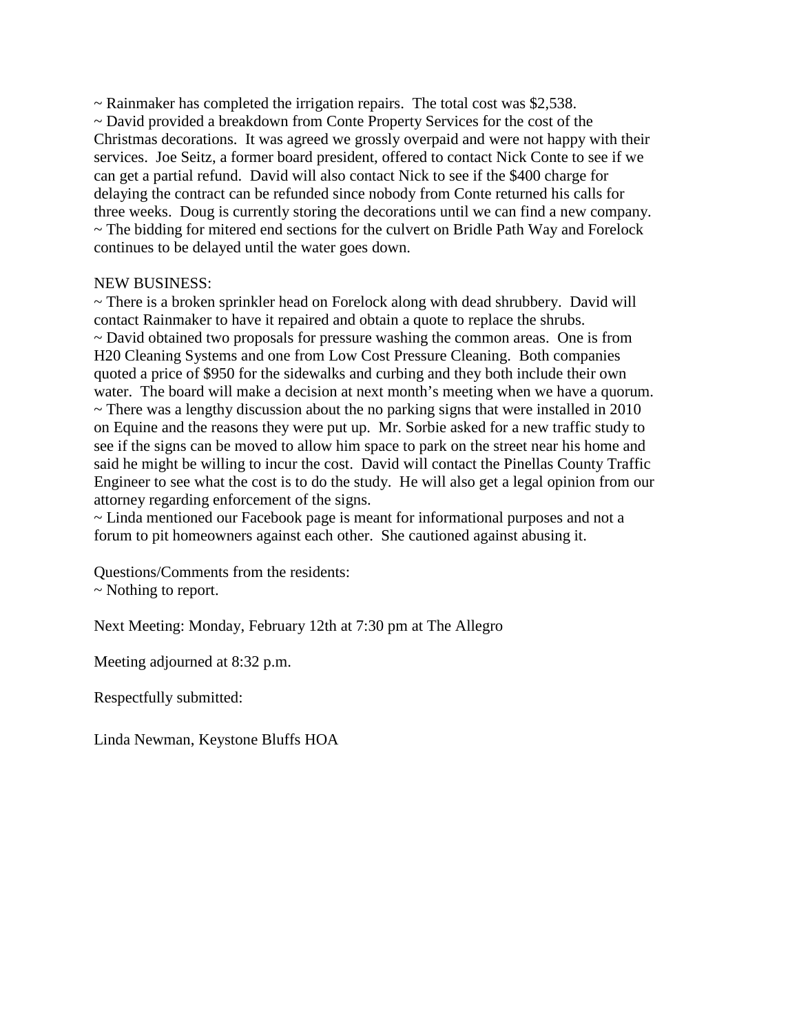~ Rainmaker has completed the irrigation repairs. The total cost was $2,538.
~ David provided a breakdown from Conte Property Services for the cost of the Christmas decorations. It was agreed we grossly overpaid and were not happy with their services. Joe Seitz, a former board president, offered to contact Nick Conte to see if we can get a partial refund. David will also contact Nick to see if the $400 charge for delaying the contract can be refunded since nobody from Conte returned his calls for three weeks. Doug is currently storing the decorations until we can find a new company.
~ The bidding for mitered end sections for the culvert on Bridle Path Way and Forelock continues to be delayed until the water goes down.

NEW BUSINESS:
~ There is a broken sprinkler head on Forelock along with dead shrubbery. David will contact Rainmaker to have it repaired and obtain a quote to replace the shrubs.
~ David obtained two proposals for pressure washing the common areas. One is from H20 Cleaning Systems and one from Low Cost Pressure Cleaning. Both companies quoted a price of $950 for the sidewalks and curbing and they both include their own water. The board will make a decision at next month's meeting when we have a quorum.
~ There was a lengthy discussion about the no parking signs that were installed in 2010 on Equine and the reasons they were put up. Mr. Sorbie asked for a new traffic study to see if the signs can be moved to allow him space to park on the street near his home and said he might be willing to incur the cost. David will contact the Pinellas County Traffic Engineer to see what the cost is to do the study. He will also get a legal opinion from our attorney regarding enforcement of the signs.
~ Linda mentioned our Facebook page is meant for informational purposes and not a forum to pit homeowners against each other. She cautioned against abusing it.

Questions/Comments from the residents:
~ Nothing to report.

Next Meeting: Monday, February 12th at 7:30 pm at The Allegro

Meeting adjourned at 8:32 p.m.

Respectfully submitted:

Linda Newman, Keystone Bluffs HOA